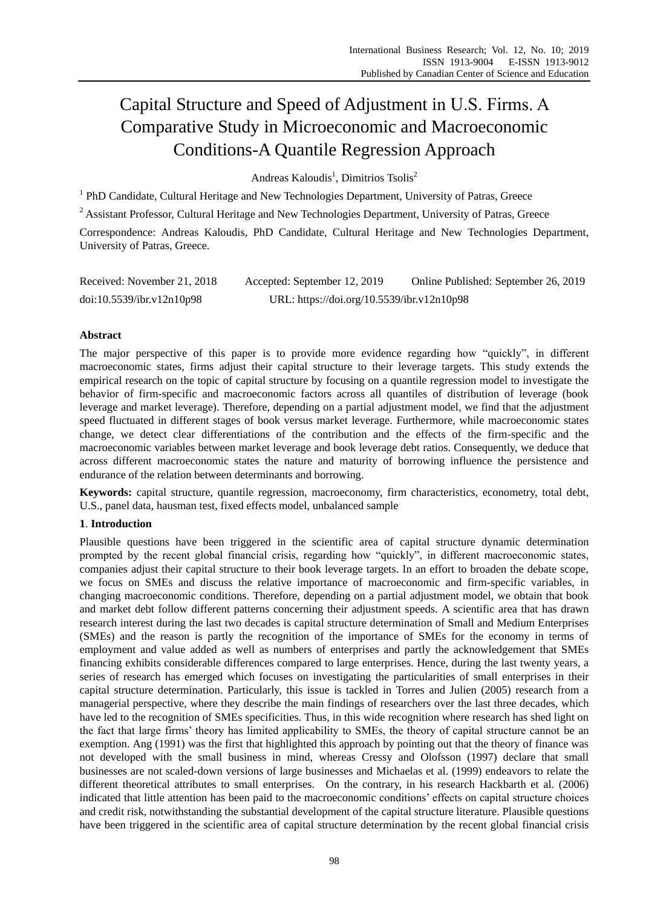# Capital Structure and Speed of Adjustment in U.S. Firms. A Comparative Study in Microeconomic and Macroeconomic Conditions-A Quantile Regression Approach

Andreas Kaloudis[1], Dimitrios Tsolis[2]

[1] PhD Candidate, Cultural Heritage and New Technologies Department, University of Patras, Greece

[2] Assistant Professor, Cultural Heritage and New Technologies Department, University of Patras, Greece

Correspondence: Andreas Kaloudis, PhD Candidate, Cultural Heritage and New Technologies Department, University of Patras, Greece.

Received: November 21, 2018 Accepted: September 12, 2019 Online Published: September 26, 2019

doi:10.5539/ibr.v12n10p98 URL: https://doi.org/10.5539/ibr.v12n10p98

## Abstract

The major perspective of this paper is to provide more evidence regarding how "quickly", in different macroeconomic states, firms adjust their capital structure to their leverage targets. This study extends the empirical research on the topic of capital structure by focusing on a quantile regression model to investigate the behavior of firm-specific and macroeconomic factors across all quantiles of distribution of leverage (book leverage and market leverage). Therefore, depending on a partial adjustment model, we find that the adjustment speed fluctuated in different stages of book versus market leverage. Furthermore, while macroeconomic states change, we detect clear differentiations of the contribution and the effects of the firm-specific and the macroeconomic variables between market leverage and book leverage debt ratios. Consequently, we deduce that across different macroeconomic states the nature and maturity of borrowing influence the persistence and endurance of the relation between determinants and borrowing.

**Keywords:** capital structure, quantile regression, macroeconomy, firm characteristics, econometry, total debt, U.S., panel data, hausman test, fixed effects model, unbalanced sample

## 1. Introduction

Plausible questions have been triggered in the scientific area of capital structure dynamic determination prompted by the recent global financial crisis, regarding how "quickly", in different macroeconomic states, companies adjust their capital structure to their book leverage targets. In an effort to broaden the debate scope, we focus on SMEs and discuss the relative importance of macroeconomic and firm-specific variables, in changing macroeconomic conditions. Therefore, depending on a partial adjustment model, we obtain that book and market debt follow different patterns concerning their adjustment speeds. A scientific area that has drawn research interest during the last two decades is capital structure determination of Small and Medium Enterprises (SMEs) and the reason is partly the recognition of the importance of SMEs for the economy in terms of employment and value added as well as numbers of enterprises and partly the acknowledgement that SMEs financing exhibits considerable differences compared to large enterprises. Hence, during the last twenty years, a series of research has emerged which focuses on investigating the particularities of small enterprises in their capital structure determination. Particularly, this issue is tackled in Torres and Julien (2005) research from a managerial perspective, where they describe the main findings of researchers over the last three decades, which have led to the recognition of SMEs specificities. Thus, in this wide recognition where research has shed light on the fact that large firms' theory has limited applicability to SMEs, the theory of capital structure cannot be an exemption. Ang (1991) was the first that highlighted this approach by pointing out that the theory of finance was not developed with the small business in mind, whereas Cressy and Olofsson (1997) declare that small businesses are not scaled-down versions of large businesses and Michaelas et al. (1999) endeavors to relate the different theoretical attributes to small enterprises. On the contrary, in his research Hackbarth et al. (2006) indicated that little attention has been paid to the macroeconomic conditions' effects on capital structure choices and credit risk, notwithstanding the substantial development of the capital structure literature. Plausible questions have been triggered in the scientific area of capital structure determination by the recent global financial crisis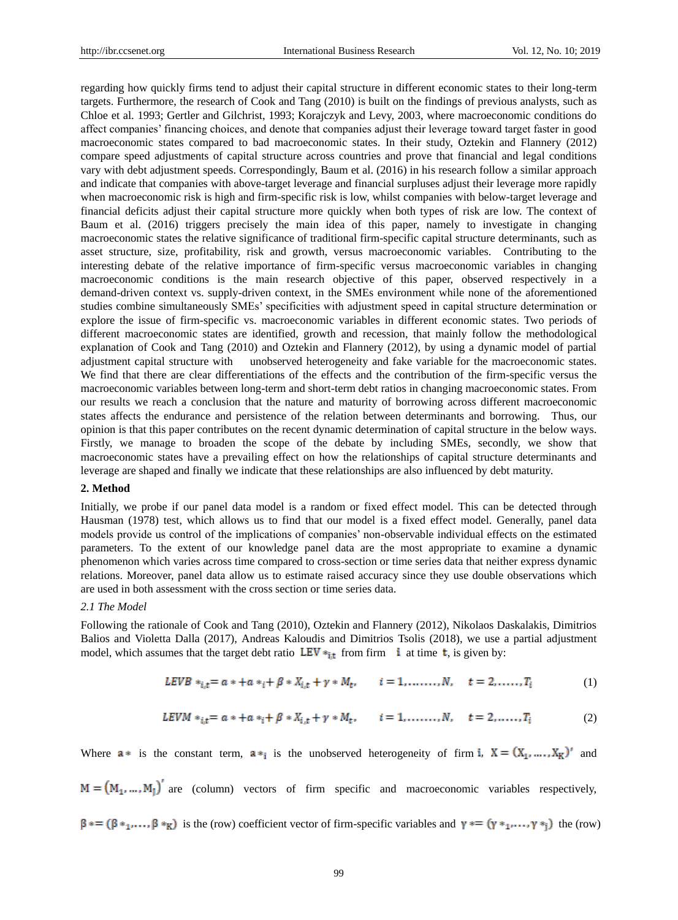regarding how quickly firms tend to adjust their capital structure in different economic states to their long-term targets. Furthermore, the research of Cook and Tang (2010) is built on the findings of previous analysts, such as Chloe et al. 1993; Gertler and Gilchrist, 1993; Korajczyk and Levy, 2003, where macroeconomic conditions do affect companies' financing choices, and denote that companies adjust their leverage toward target faster in good macroeconomic states compared to bad macroeconomic states. In their study, Oztekin and Flannery (2012) compare speed adjustments of capital structure across countries and prove that financial and legal conditions vary with debt adjustment speeds. Correspondingly, Baum et al. (2016) in his research follow a similar approach and indicate that companies with above-target leverage and financial surpluses adjust their leverage more rapidly when macroeconomic risk is high and firm-specific risk is low, whilst companies with below-target leverage and financial deficits adjust their capital structure more quickly when both types of risk are low. The context of Baum et al. (2016) triggers precisely the main idea of this paper, namely to investigate in changing macroeconomic states the relative significance of traditional firm-specific capital structure determinants, such as asset structure, size, profitability, risk and growth, versus macroeconomic variables. Contributing to the interesting debate of the relative importance of firm-specific versus macroeconomic variables in changing macroeconomic conditions is the main research objective of this paper, observed respectively in a demand-driven context vs. supply-driven context, in the SMEs environment while none of the aforementioned studies combine simultaneously SMEs' specificities with adjustment speed in capital structure determination or explore the issue of firm-specific vs. macroeconomic variables in different economic states. Two periods of different macroeconomic states are identified, growth and recession, that mainly follow the methodological explanation of Cook and Tang (2010) and Oztekin and Flannery (2012), by using a dynamic model of partial adjustment capital structure with unobserved heterogeneity and fake variable for the macroeconomic states. We find that there are clear differentiations of the effects and the contribution of the firm-specific versus the macroeconomic variables between long-term and short-term debt ratios in changing macroeconomic states. From our results we reach a conclusion that the nature and maturity of borrowing across different macroeconomic states affects the endurance and persistence of the relation between determinants and borrowing. Thus, our opinion is that this paper contributes on the recent dynamic determination of capital structure in the below ways. Firstly, we manage to broaden the scope of the debate by including SMEs, secondly, we show that macroeconomic states have a prevailing effect on how the relationships of capital structure determinants and leverage are shaped and finally we indicate that these relationships are also influenced by debt maturity.

## 2. Method

Initially, we probe if our panel data model is a random or fixed effect model. This can be detected through Hausman (1978) test, which allows us to find that our model is a fixed effect model. Generally, panel data models provide us control of the implications of companies' non-observable individual effects on the estimated parameters. To the extent of our knowledge panel data are the most appropriate to examine a dynamic phenomenon which varies across time compared to cross-section or time series data that neither express dynamic relations. Moreover, panel data allow us to estimate raised accuracy since they use double observations which are used in both assessment with the cross section or time series data.

### *2.1 The Model*

Following the rationale of Cook and Tang (2010), Oztekin and Flannery (2012), Nikolaos Daskalakis, Dimitrios Balios and Violetta Dalla (2017), Andreas Kaloudis and Dimitrios Tsolis (2018), we use a partial adjustment model, which assumes that the target debt ratio $LEV*_{i,t}$ from firm $i$ at time $t$, is given by:

$$LEVB*_{i,t} = a* + a*_i + \beta * X_{i,t} + \gamma * M_t, \qquad i = 1, \ldots\ldots, N, \quad t = 2, \ldots\ldots, T_i \tag{1}$$

$$LEVM*_{i,t} = a* + a*_i + \beta * X_{i,t} + \gamma * M_t, \qquad i = 1, \ldots\ldots, N, \quad t = 2, \ldots\ldots, T_i \tag{2}$$

Where $a*$ is the constant term, $a*_i$ is the unobserved heterogeneity of firm $i$, $X = (X_1, \ldots, X_K)'$ and $M = (M_1, \ldots, M_J)'$ are (column) vectors of firm specific and macroeconomic variables respectively, $\beta* = (\beta*_1, \ldots, \beta*_K)$ is the (row) coefficient vector of firm-specific variables and $\gamma* = (\gamma*_1, \ldots, \gamma*_J)$ the (row)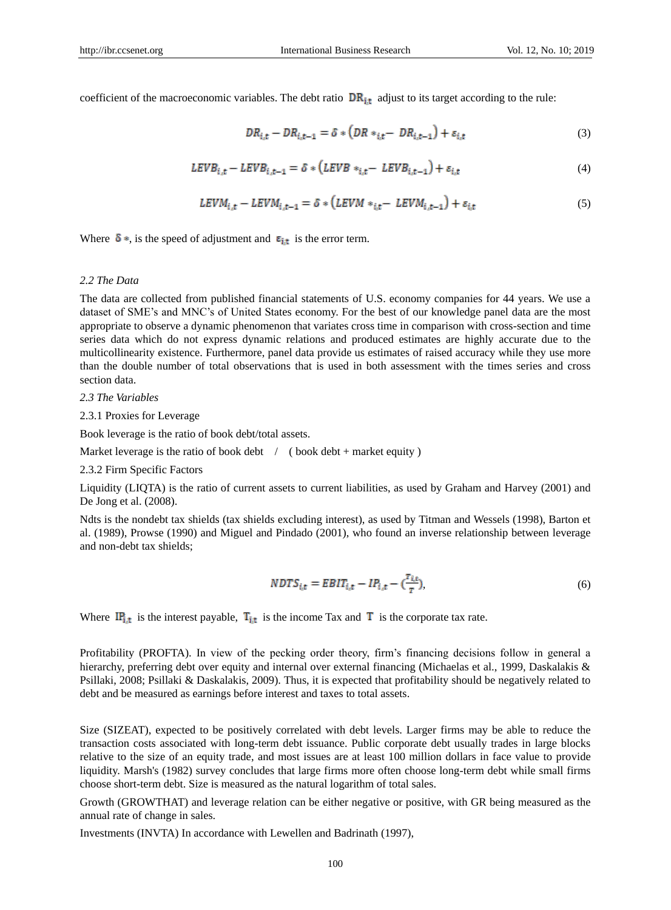coefficient of the macroeconomic variables. The debt ratio $DR_{i,t}$ adjust to its target according to the rule:

$$DR_{i,t} - DR_{i,t-1} = \delta * \left(DR *_{i,t} - DR_{i,t-1}\right) + \varepsilon_{i,t} \tag{3}$$

$$LEVB_{i,t} - LEVB_{i,t-1} = \delta * \left(LEVB *_{i,t} - LEVB_{i,t-1}\right) + \varepsilon_{i,t} \tag{4}$$

$$LEVM_{i,t} - LEVM_{i,t-1} = \delta * \left(LEVM *_{i,t} - LEVM_{i,t-1}\right) + \varepsilon_{i,t} \tag{5}$$

Where $\delta *$, is the speed of adjustment and $\varepsilon_{i,t}$ is the error term.

### *2.2 The Data*

The data are collected from published financial statements of U.S. economy companies for 44 years. We use a dataset of SME's and MNC's of United States economy. For the best of our knowledge panel data are the most appropriate to observe a dynamic phenomenon that variates cross time in comparison with cross-section and time series data which do not express dynamic relations and produced estimates are highly accurate due to the multicollinearity existence. Furthermore, panel data provide us estimates of raised accuracy while they use more than the double number of total observations that is used in both assessment with the times series and cross section data.

### *2.3 The Variables*

#### 2.3.1 Proxies for Leverage

Book leverage is the ratio of book debt/total assets.

Market leverage is the ratio of book debt / ( book debt + market equity )

#### 2.3.2 Firm Specific Factors

Liquidity (LIQTA) is the ratio of current assets to current liabilities, as used by Graham and Harvey (2001) and De Jong et al. (2008).

Ndts is the nondebt tax shields (tax shields excluding interest), as used by Titman and Wessels (1998), Barton et al. (1989), Prowse (1990) and Miguel and Pindado (2001), who found an inverse relationship between leverage and non-debt tax shields;

$$NDTS_{i,t} = EBIT_{i,t} - IP_{i,t} - \left(\frac{T_{i,t}}{T}\right), \tag{6}$$

Where $IP_{i,t}$ is the interest payable, $T_{i,t}$ is the income Tax and $T$ is the corporate tax rate.

Profitability (PROFTA). In view of the pecking order theory, firm's financing decisions follow in general a hierarchy, preferring debt over equity and internal over external financing (Michaelas et al., 1999, Daskalakis & Psillaki, 2008; Psillaki & Daskalakis, 2009). Thus, it is expected that profitability should be negatively related to debt and be measured as earnings before interest and taxes to total assets.

Size (SIZEAT), expected to be positively correlated with debt levels. Larger firms may be able to reduce the transaction costs associated with long-term debt issuance. Public corporate debt usually trades in large blocks relative to the size of an equity trade, and most issues are at least 100 million dollars in face value to provide liquidity. Marsh's (1982) survey concludes that large firms more often choose long-term debt while small firms choose short-term debt. Size is measured as the natural logarithm of total sales.

Growth (GROWTHAT) and leverage relation can be either negative or positive, with GR being measured as the annual rate of change in sales.

Investments (INVTA) In accordance with Lewellen and Badrinath (1997),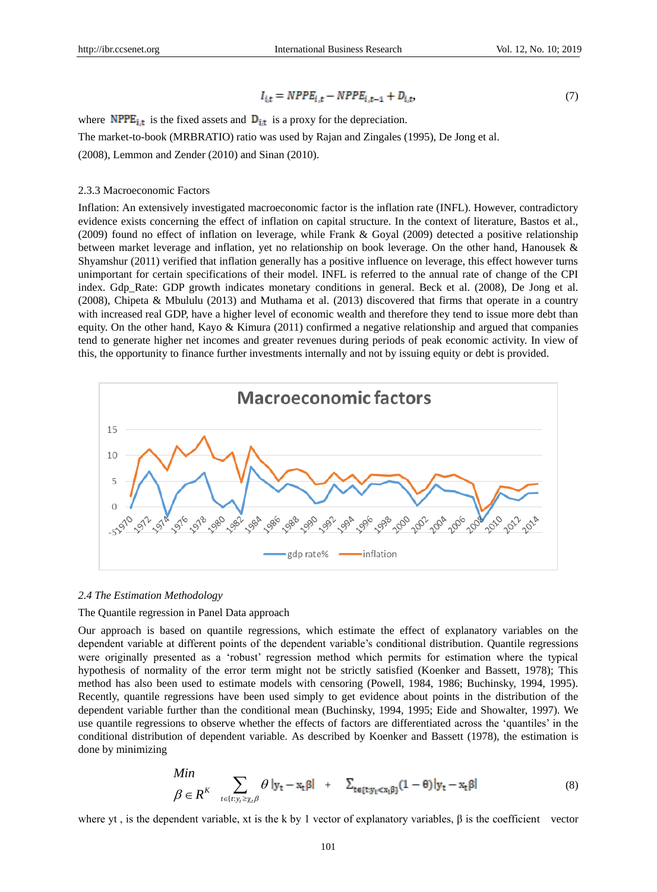$$I_{i,t} = NPPE_{i,t} - NPPE_{i,t-1} + D_{i,t}, \tag{7}$$

where $NPPE_{i,t}$ is the fixed assets and $D_{i,t}$ is a proxy for the depreciation.

The market-to-book (MRBRATIO) ratio was used by Rajan and Zingales (1995), De Jong et al. (2008), Lemmon and Zender (2010) and Sinan (2010).

#### 2.3.3 Macroeconomic Factors

Inflation: An extensively investigated macroeconomic factor is the inflation rate (INFL). However, contradictory evidence exists concerning the effect of inflation on capital structure. In the context of literature, Bastos et al., (2009) found no effect of inflation on leverage, while Frank & Goyal (2009) detected a positive relationship between market leverage and inflation, yet no relationship on book leverage. On the other hand, Hanousek & Shyamshur (2011) verified that inflation generally has a positive influence on leverage, this effect however turns unimportant for certain specifications of their model. INFL is referred to the annual rate of change of the CPI index. Gdp_Rate: GDP growth indicates monetary conditions in general. Beck et al. (2008), De Jong et al. (2008), Chipeta & Mbululu (2013) and Muthama et al. (2013) discovered that firms that operate in a country with increased real GDP, have a higher level of economic wealth and therefore they tend to issue more debt than equity. On the other hand, Kayo & Kimura (2011) confirmed a negative relationship and argued that companies tend to generate higher net incomes and greater revenues during periods of peak economic activity. In view of this, the opportunity to finance further investments internally and not by issuing equity or debt is provided.

### 2.4 The Estimation Methodology

The Quantile regression in Panel Data approach

Our approach is based on quantile regressions, which estimate the effect of explanatory variables on the dependent variable at different points of the dependent variable's conditional distribution. Quantile regressions were originally presented as a 'robust' regression method which permits for estimation where the typical hypothesis of normality of the error term might not be strictly satisfied (Koenker and Bassett, 1978); This method has also been used to estimate models with censoring (Powell, 1984, 1986; Buchinsky, 1994, 1995). Recently, quantile regressions have been used simply to get evidence about points in the distribution of the dependent variable further than the conditional mean (Buchinsky, 1994, 1995; Eide and Showalter, 1997). We use quantile regressions to observe whether the effects of factors are differentiated across the 'quantiles' in the conditional distribution of dependent variable. As described by Koenker and Bassett (1978), the estimation is done by minimizing

$$\underset{\beta \in R^K}{Min} \sum_{t \in \{t: y_t \geq x_t \beta\}} \theta \left| y_t - x_t \beta \right| + \sum_{t \in \{t: y_t < x_t \beta\}} (1-\theta) \left| y_t - x_t \beta \right| \tag{8}$$

where yt , is the dependent variable, xt is the k by 1 vector of explanatory variables, β is the coefficient vector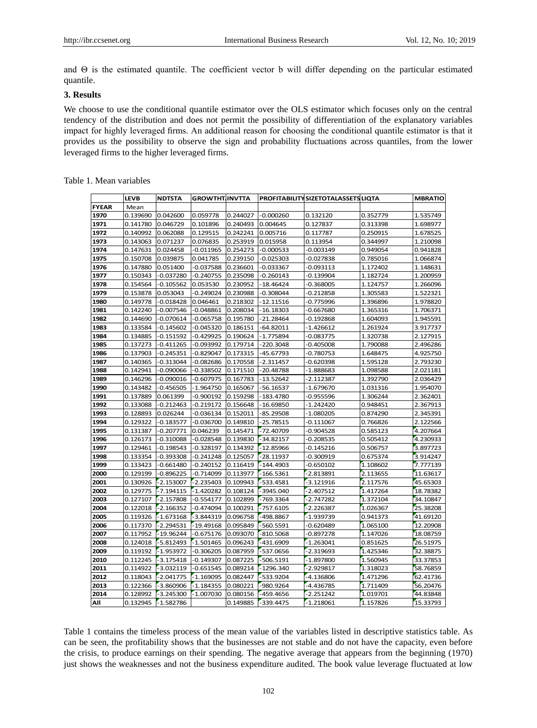and Θ is the estimated quantile. The coefficient vector b will differ depending on the particular estimated quantile.

### 3. Results

We choose to use the conditional quantile estimator over the OLS estimator which focuses only on the central tendency of the distribution and does not permit the possibility of differentiation of the explanatory variables impact for highly leveraged firms. An additional reason for choosing the conditional quantile estimator is that it provides us the possibility to observe the sign and probability fluctuations across quantiles, from the lower leveraged firms to the higher leveraged firms.

Table 1. Mean variables

| | LEVB | NDTSTA | GROWTHT. | INVTTA | PROFITABILITY | SIZETOTALASSETS | LIQTA | MBRATIO |
|---|---|---|---|---|---|---|---|---|
| FYEAR | Mean | | | | | | | |
| 1970 | 0.139690 | 0.042600 | 0.059778 | 0.244027 | -0.000260 | 0.132120 | 0.352779 | 1.535749 |
| 1971 | 0.141780 | 0.046729 | 0.101896 | 0.240493 | 0.004645 | 0.127837 | 0.313398 | 1.698977 |
| 1972 | 0.140992 | 0.062088 | 0.129515 | 0.242241 | 0.005716 | 0.117787 | 0.250915 | 1.678525 |
| 1973 | 0.143063 | 0.071237 | 0.076835 | 0.253919 | 0.015958 | 0.113954 | 0.344997 | 1.210098 |
| 1974 | 0.147631 | 0.024458 | -0.011965 | 0.254273 | -0.000533 | -0.003149 | 0.949054 | 0.941828 |
| 1975 | 0.150708 | 0.039875 | 0.041785 | 0.239150 | -0.025303 | -0.027838 | 0.785016 | 1.066874 |
| 1976 | 0.147880 | 0.051400 | -0.037588 | 0.236601 | -0.033367 | -0.093113 | 1.172402 | 1.148631 |
| 1977 | 0.150343 | -0.037280 | -0.240755 | 0.235098 | -0.260143 | -0.139904 | 1.182724 | 1.200959 |
| 1978 | 0.154564 | -0.105562 | 0.053530 | 0.230952 | -18.46424 | -0.368005 | 1.124757 | 1.266096 |
| 1979 | 0.153878 | 0.053043 | -0.249024 | 0.230988 | -0.308044 | -0.212858 | 1.305583 | 1.522321 |
| 1980 | 0.149778 | -0.018428 | 0.046461 | 0.218302 | -12.11516 | -0.775996 | 1.396896 | 1.978820 |
| 1981 | 0.142240 | -0.007546 | -0.048861 | 0.208034 | -16.18303 | -0.667680 | 1.365316 | 1.706371 |
| 1982 | 0.144690 | -0.070614 | -0.065758 | 0.195780 | -21.28464 | -0.192868 | 1.604093 | 1.945591 |
| 1983 | 0.133584 | -0.145602 | -0.045320 | 0.186151 | -64.82011 | -1.426612 | 1.261924 | 3.917737 |
| 1984 | 0.134885 | -0.151592 | -0.429925 | 0.190624 | -1.775894 | -0.083775 | 1.320738 | 2.127915 |
| 1985 | 0.137273 | -0.411265 | -0.093992 | 0.179714 | -220.3048 | -0.405008 | 1.790088 | 2.496286 |
| 1986 | 0.137903 | -0.245351 | -0.829047 | 0.173315 | -45.67793 | -0.780753 | 1.648475 | 4.925750 |
| 1987 | 0.140365 | -0.313044 | -0.082686 | 0.170558 | -2.311457 | -0.620398 | 1.595128 | 2.793230 |
| 1988 | 0.142941 | -0.090066 | -0.338502 | 0.171510 | -20.48788 | -1.888683 | 1.098588 | 2.021181 |
| 1989 | 0.146296 | -0.090016 | -0.607975 | 0.167783 | -13.52642 | -2.112387 | 1.392790 | 2.036429 |
| 1990 | 0.143482 | -0.456505 | -1.964750 | 0.165067 | -56.16537 | -1.679670 | 1.031316 | 1.954070 |
| 1991 | 0.137889 | 0.061399 | -0.900192 | 0.159298 | -183.4780 | -0.955596 | 1.306244 | 2.362401 |
| 1992 | 0.133088 | -0.212463 | -0.219172 | 0.156648 | -16.69850 | -1.242420 | 0.948451 | 2.367913 |
| 1993 | 0.128893 | 0.026244 | -0.036134 | 0.152011 | -85.29508 | -1.080205 | 0.874290 | 2.345391 |
| 1994 | 0.129322 | -0.183577 | -0.036700 | 0.149810 | -25.78515 | -0.111067 | 0.766826 | 2.122566 |
| 1995 | 0.131387 | -0.207771 | 0.046239 | 0.145471 | -72.40709 | -0.904528 | 0.585123 | 4.207664 |
| 1996 | 0.126173 | -0.310088 | -0.028548 | 0.139830 | -34.82157 | -0.208535 | 0.505412 | 4.230933 |
| 1997 | 0.129461 | -0.198543 | -0.328197 | 0.134392 | -12.85966 | -0.145216 | 0.506757 | 3.897723 |
| 1998 | 0.133354 | -0.393308 | -0.241248 | 0.125057 | -28.11937 | -0.300919 | 0.675374 | 3.914247 |
| 1999 | 0.133423 | -0.661480 | -0.240152 | 0.116419 | -144.4903 | -0.650102 | 1.108602 | 7.777139 |
| 2000 | 0.129199 | -0.896225 | -0.714099 | 0.113977 | -166.5361 | -2.813891 | 2.113655 | 11.63617 |
| 2001 | 0.130926 | -2.153007 | -2.235403 | 0.109943 | -533.4581 | -3.121916 | 2.117576 | 45.65303 |
| 2002 | 0.129775 | -7.194115 | -1.420282 | 0.108124 | -3945.040 | -2.407512 | 1.417264 | 18.78382 |
| 2003 | 0.127107 | -2.157808 | -0.554177 | 0.102899 | -769.3364 | -2.747282 | 1.372104 | 34.10847 |
| 2004 | 0.122018 | -2.166352 | -0.474094 | 0.100291 | -757.6105 | -2.226387 | 1.026367 | 25.38208 |
| 2005 | 0.119326 | -1.673168 | -3.844319 | 0.096758 | -498.8867 | -1.939739 | 0.941373 | 41.69120 |
| 2006 | 0.117370 | -2.294531 | -19.49168 | 0.095849 | -560.5591 | -0.620489 | 1.065100 | 12.20908 |
| 2007 | 0.117952 | -19.96244 | -0.675176 | 0.093070 | -810.5068 | -0.897278 | 1.147026 | 18.08759 |
| 2008 | 0.124018 | -5.812493 | -1.501465 | 0.096243 | -431.6909 | -1.263041 | 0.851625 | 26.51975 |
| 2009 | 0.119192 | -1.953972 | -0.306205 | 0.087959 | -537.0656 | -2.319693 | 1.425346 | 32.38875 |
| 2010 | 0.112245 | -3.175418 | -0.149307 | 0.087225 | -506.5191 | -1.897800 | 1.560945 | 33.37853 |
| 2011 | 0.114922 | -3.032119 | -0.651545 | 0.089214 | -1296.340 | -2.929817 | 1.318023 | 58.76859 |
| 2012 | 0.118043 | -2.041775 | -1.169095 | 0.082447 | -533.9204 | -4.136806 | 1.471296 | 62.41736 |
| 2013 | 0.122366 | -3.860906 | -1.184355 | 0.080221 | -980.9264 | -4.436785 | 1.711409 | 56.20476 |
| 2014 | 0.128992 | -3.245300 | -1.007030 | 0.080156 | -459.4656 | -2.251242 | 1.019701 | 44.83848 |
| All | 0.132945 | -1.582786 | | 0.149885 | -339.4475 | -1.218061 | 1.157826 | 15.33793 |

Table 1 contains the timeless process of the mean value of the variables listed in descriptive statistics table. As can be seen, the profitability shows that the businesses are not stable and do not have the capacity, even before the crisis, to produce earnings on their spending. The negative average that appears from the beginning (1970) just shows the weaknesses and not the business expenditure audited. The book value leverage fluctuated at low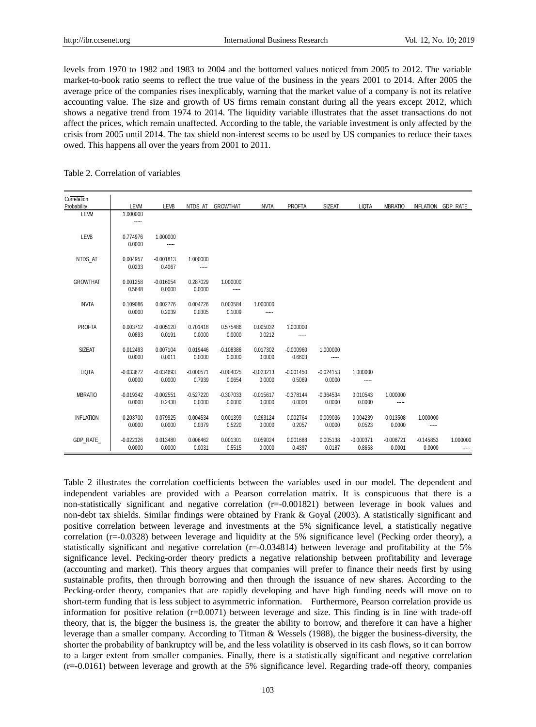levels from 1970 to 1982 and 1983 to 2004 and the bottomed values noticed from 2005 to 2012. The variable market-to-book ratio seems to reflect the true value of the business in the years 2001 to 2014. After 2005 the average price of the companies rises inexplicably, warning that the market value of a company is not its relative accounting value. The size and growth of US firms remain constant during all the years except 2012, which shows a negative trend from 1974 to 2014. The liquidity variable illustrates that the asset transactions do not affect the prices, which remain unaffected. According to the table, the variable investment is only affected by the crisis from 2005 until 2014. The tax shield non-interest seems to be used by US companies to reduce their taxes owed. This happens all over the years from 2001 to 2011.

Table 2. Correlation of variables

| Correlation Probability | LEVM | LEVB | NTDS_AT | GROWTHAT | INVTA | PROFTA | SIZEAT | LIQTA | MBRATIO | INFLATION | GDP_RATE_ |
|---|---|---|---|---|---|---|---|---|---|---|---|
| LEVM | 1.000000 | | | | | | | | | | |
| | ----- | | | | | | | | | | |
| LEVB | 0.774976 | 1.000000 | | | | | | | | | |
| | 0.0000 | ----- | | | | | | | | | |
| NTDS_AT | 0.004957 | -0.001813 | 1.000000 | | | | | | | | |
| | 0.0233 | 0.4067 | ----- | | | | | | | | |
| GROWTHAT | 0.001258 | -0.016054 | 0.287029 | 1.000000 | | | | | | | |
| | 0.5648 | 0.0000 | 0.0000 | ----- | | | | | | | |
| INVTA | 0.109086 | 0.002776 | 0.004726 | 0.003584 | 1.000000 | | | | | | |
| | 0.0000 | 0.2039 | 0.0305 | 0.1009 | ----- | | | | | | |
| PROFTA | 0.003712 | -0.005120 | 0.701418 | 0.575486 | 0.005032 | 1.000000 | | | | | |
| | 0.0893 | 0.0191 | 0.0000 | 0.0000 | 0.0212 | ----- | | | | | |
| SIZEAT | 0.012493 | 0.007104 | 0.019446 | -0.108386 | 0.017302 | -0.000960 | 1.000000 | | | | |
| | 0.0000 | 0.0011 | 0.0000 | 0.0000 | 0.0000 | 0.6603 | ----- | | | | |
| LIQTA | -0.033672 | -0.034693 | -0.000571 | -0.004025 | -0.023213 | -0.001450 | -0.024153 | 1.000000 | | | |
| | 0.0000 | 0.0000 | 0.7939 | 0.0654 | 0.0000 | 0.5069 | 0.0000 | ----- | | | |
| MBRATIO | -0.019342 | -0.002551 | -0.527220 | -0.307033 | -0.015617 | -0.378144 | -0.364534 | 0.010543 | 1.000000 | | |
| | 0.0000 | 0.2430 | 0.0000 | 0.0000 | 0.0000 | 0.0000 | 0.0000 | 0.0000 | ----- | | |
| INFLATION | 0.203700 | 0.079925 | 0.004534 | 0.001399 | 0.263124 | 0.002764 | 0.009036 | 0.004239 | -0.013508 | 1.000000 | |
| | 0.0000 | 0.0000 | 0.0379 | 0.5220 | 0.0000 | 0.2057 | 0.0000 | 0.0523 | 0.0000 | ----- | |
| GDP_RATE_ | -0.022126 | 0.013480 | 0.006462 | 0.001301 | 0.059024 | 0.001688 | 0.005138 | -0.000371 | -0.008721 | -0.145853 | 1.000000 |
| | 0.0000 | 0.0000 | 0.0031 | 0.5515 | 0.0000 | 0.4397 | 0.0187 | 0.8653 | 0.0001 | 0.0000 | ----- |

Table 2 illustrates the correlation coefficients between the variables used in our model. The dependent and independent variables are provided with a Pearson correlation matrix. It is conspicuous that there is a non-statistically significant and negative correlation (r=-0.001821) between leverage in book values and non-debt tax shields. Similar findings were obtained by Frank & Goyal (2003). A statistically significant and positive correlation between leverage and investments at the 5% significance level, a statistically negative correlation (r=-0.0328) between leverage and liquidity at the 5% significance level (Pecking order theory), a statistically significant and negative correlation (r=-0.034814) between leverage and profitability at the 5% significance level. Pecking-order theory predicts a negative relationship between profitability and leverage (accounting and market). This theory argues that companies will prefer to finance their needs first by using sustainable profits, then through borrowing and then through the issuance of new shares. According to the Pecking-order theory, companies that are rapidly developing and have high funding needs will move on to short-term funding that is less subject to asymmetric information. Furthermore, Pearson correlation provide us information for positive relation (r=0.0071) between leverage and size. This finding is in line with trade-off theory, that is, the bigger the business is, the greater the ability to borrow, and therefore it can have a higher leverage than a smaller company. According to Titman & Wessels (1988), the bigger the business-diversity, the shorter the probability of bankruptcy will be, and the less volatility is observed in its cash flows, so it can borrow to a larger extent from smaller companies. Finally, there is a statistically significant and negative correlation (r=-0.0161) between leverage and growth at the 5% significance level. Regarding trade-off theory, companies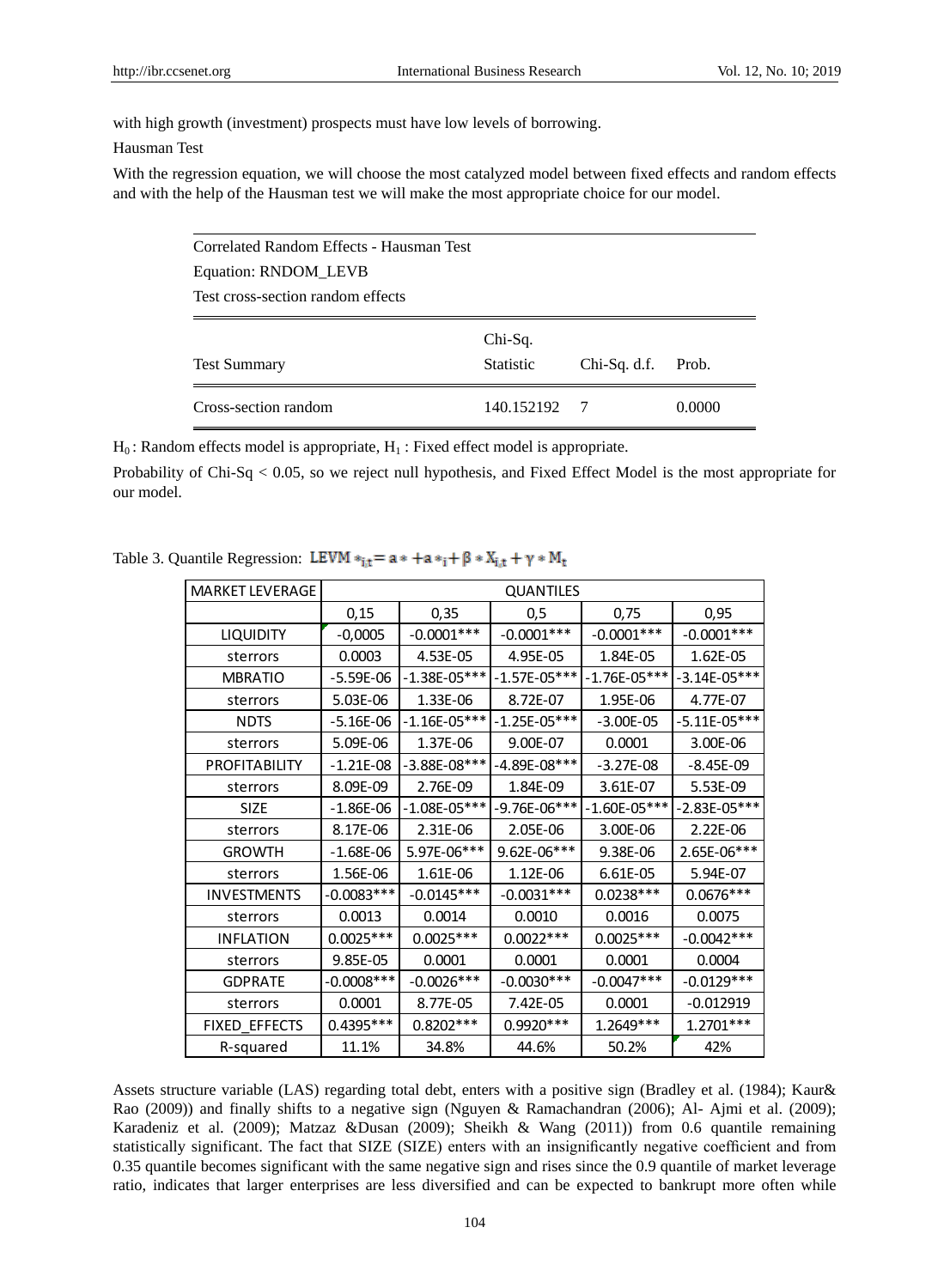with high growth (investment) prospects must have low levels of borrowing.

Hausman Test

With the regression equation, we will choose the most catalyzed model between fixed effects and random effects and with the help of the Hausman test we will make the most appropriate choice for our model.

Correlated Random Effects - Hausman Test

Equation: RNDOM_LEVB

Test cross-section random effects

| Test Summary | Chi-Sq. Statistic | Chi-Sq. d.f. | Prob. |
|---|---|---|---|
| Cross-section random | 140.152192 | 7 | 0.0000 |

$H_0$ : Random effects model is appropriate, $H_1$ : Fixed effect model is appropriate.

Probability of Chi-Sq < 0.05, so we reject null hypothesis, and Fixed Effect Model is the most appropriate for our model.

Table 3. Quantile Regression: $LEVM*_{i,t} = a* + a*_i + \beta * X_{i,t} + \gamma * M_t$

| MARKET LEVERAGE | QUANTILES | | | | |
|---|---|---|---|---|---|
| | 0,15 | 0,35 | 0,5 | 0,75 | 0,95 |
| LIQUIDITY | -0,0005 | -0.0001*** | -0.0001*** | -0.0001*** | -0.0001*** |
| sterrors | 0.0003 | 4.53E-05 | 4.95E-05 | 1.84E-05 | 1.62E-05 |
| MBRATIO | -5.59E-06 | -1.38E-05*** | -1.57E-05*** | -1.76E-05*** | -3.14E-05*** |
| sterrors | 5.03E-06 | 1.33E-06 | 8.72E-07 | 1.95E-06 | 4.77E-07 |
| NDTS | -5.16E-06 | -1.16E-05*** | -1.25E-05*** | -3.00E-05 | -5.11E-05*** |
| sterrors | 5.09E-06 | 1.37E-06 | 9.00E-07 | 0.0001 | 3.00E-06 |
| PROFITABILITY | -1.21E-08 | -3.88E-08*** | -4.89E-08*** | -3.27E-08 | -8.45E-09 |
| sterrors | 8.09E-09 | 2.76E-09 | 1.84E-09 | 3.61E-07 | 5.53E-09 |
| SIZE | -1.86E-06 | -1.08E-05*** | -9.76E-06*** | -1.60E-05*** | -2.83E-05*** |
| sterrors | 8.17E-06 | 2.31E-06 | 2.05E-06 | 3.00E-06 | 2.22E-06 |
| GROWTH | -1.68E-06 | 5.97E-06*** | 9.62E-06*** | 9.38E-06 | 2.65E-06*** |
| sterrors | 1.56E-06 | 1.61E-06 | 1.12E-06 | 6.61E-05 | 5.94E-07 |
| INVESTMENTS | -0.0083*** | -0.0145*** | -0.0031*** | 0.0238*** | 0.0676*** |
| sterrors | 0.0013 | 0.0014 | 0.0010 | 0.0016 | 0.0075 |
| INFLATION | 0.0025*** | 0.0025*** | 0.0022*** | 0.0025*** | -0.0042*** |
| sterrors | 9.85E-05 | 0.0001 | 0.0001 | 0.0001 | 0.0004 |
| GDPRATE | -0.0008*** | -0.0026*** | -0.0030*** | -0.0047*** | -0.0129*** |
| sterrors | 0.0001 | 8.77E-05 | 7.42E-05 | 0.0001 | -0.012919 |
| FIXED_EFFECTS | 0.4395*** | 0.8202*** | 0.9920*** | 1.2649*** | 1.2701*** |
| R-squared | 11.1% | 34.8% | 44.6% | 50.2% | 42% |

Assets structure variable (LAS) regarding total debt, enters with a positive sign (Bradley et al. (1984); Kaur& Rao (2009)) and finally shifts to a negative sign (Nguyen & Ramachandran (2006); Al- Ajmi et al. (2009); Karadeniz et al. (2009); Matzaz &Dusan (2009); Sheikh & Wang (2011)) from 0.6 quantile remaining statistically significant. The fact that SIZE (SIZE) enters with an insignificantly negative coefficient and from 0.35 quantile becomes significant with the same negative sign and rises since the 0.9 quantile of market leverage ratio, indicates that larger enterprises are less diversified and can be expected to bankrupt more often while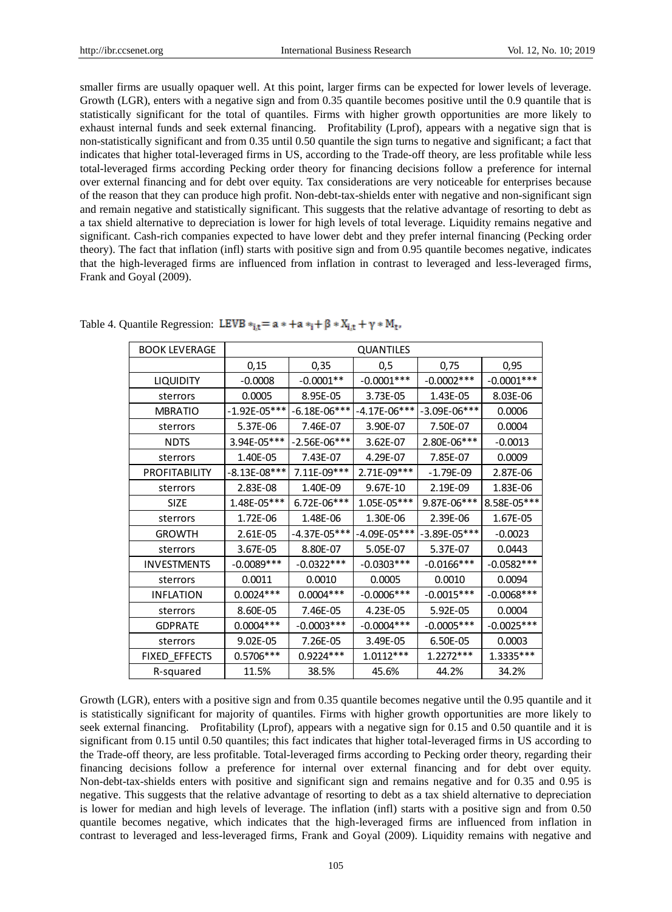smaller firms are usually opaquer well. At this point, larger firms can be expected for lower levels of leverage. Growth (LGR), enters with a negative sign and from 0.35 quantile becomes positive until the 0.9 quantile that is statistically significant for the total of quantiles. Firms with higher growth opportunities are more likely to exhaust internal funds and seek external financing. Profitability (Lprof), appears with a negative sign that is non-statistically significant and from 0.35 until 0.50 quantile the sign turns to negative and significant; a fact that indicates that higher total-leveraged firms in US, according to the Trade-off theory, are less profitable while less total-leveraged firms according Pecking order theory for financing decisions follow a preference for internal over external financing and for debt over equity. Tax considerations are very noticeable for enterprises because of the reason that they can produce high profit. Non-debt-tax-shields enter with negative and non-significant sign and remain negative and statistically significant. This suggests that the relative advantage of resorting to debt as a tax shield alternative to depreciation is lower for high levels of total leverage. Liquidity remains negative and significant. Cash-rich companies expected to have lower debt and they prefer internal financing (Pecking order theory). The fact that inflation (infl) starts with positive sign and from 0.95 quantile becomes negative, indicates that the high-leveraged firms are influenced from inflation in contrast to leveraged and less-leveraged firms, Frank and Goyal (2009).

Table 4. Quantile Regression: $LEVB*_{i,t} = a* + a*_i + \beta * X_{i,t} + \gamma * M_t$,

| BOOK LEVERAGE | QUANTILES | | | | |
|---|---|---|---|---|---|
| | 0,15 | 0,35 | 0,5 | 0,75 | 0,95 |
| LIQUIDITY | -0.0008 | -0.0001** | -0.0001*** | -0.0002*** | -0.0001*** |
| sterrors | 0.0005 | 8.95E-05 | 3.73E-05 | 1.43E-05 | 8.03E-06 |
| MBRATIO | -1.92E-05*** | -6.18E-06*** | -4.17E-06*** | -3.09E-06*** | 0.0006 |
| sterrors | 5.37E-06 | 7.46E-07 | 3.90E-07 | 7.50E-07 | 0.0004 |
| NDTS | 3.94E-05*** | -2.56E-06*** | 3.62E-07 | 2.80E-06*** | -0.0013 |
| sterrors | 1.40E-05 | 7.43E-07 | 4.29E-07 | 7.85E-07 | 0.0009 |
| PROFITABILITY | -8.13E-08*** | 7.11E-09*** | 2.71E-09*** | -1.79E-09 | 2.87E-06 |
| sterrors | 2.83E-08 | 1.40E-09 | 9.67E-10 | 2.19E-09 | 1.83E-06 |
| SIZE | 1.48E-05*** | 6.72E-06*** | 1.05E-05*** | 9.87E-06*** | 8.58E-05*** |
| sterrors | 1.72E-06 | 1.48E-06 | 1.30E-06 | 2.39E-06 | 1.67E-05 |
| GROWTH | 2.61E-05 | -4.37E-05*** | -4.09E-05*** | -3.89E-05*** | -0.0023 |
| sterrors | 3.67E-05 | 8.80E-07 | 5.05E-07 | 5.37E-07 | 0.0443 |
| INVESTMENTS | -0.0089*** | -0.0322*** | -0.0303*** | -0.0166*** | -0.0582*** |
| sterrors | 0.0011 | 0.0010 | 0.0005 | 0.0010 | 0.0094 |
| INFLATION | 0.0024*** | 0.0004*** | -0.0006*** | -0.0015*** | -0.0068*** |
| sterrors | 8.60E-05 | 7.46E-05 | 4.23E-05 | 5.92E-05 | 0.0004 |
| GDPRATE | 0.0004*** | -0.0003*** | -0.0004*** | -0.0005*** | -0.0025*** |
| sterrors | 9.02E-05 | 7.26E-05 | 3.49E-05 | 6.50E-05 | 0.0003 |
| FIXED_EFFECTS | 0.5706*** | 0.9224*** | 1.0112*** | 1.2272*** | 1.3335*** |
| R-squared | 11.5% | 38.5% | 45.6% | 44.2% | 34.2% |

Growth (LGR), enters with a positive sign and from 0.35 quantile becomes negative until the 0.95 quantile and it is statistically significant for majority of quantiles. Firms with higher growth opportunities are more likely to seek external financing. Profitability (Lprof), appears with a negative sign for 0.15 and 0.50 quantile and it is significant from 0.15 until 0.50 quantiles; this fact indicates that higher total-leveraged firms in US according to the Trade-off theory, are less profitable. Total-leveraged firms according to Pecking order theory, regarding their financing decisions follow a preference for internal over external financing and for debt over equity. Non-debt-tax-shields enters with positive and significant sign and remains negative and for 0.35 and 0.95 is negative. This suggests that the relative advantage of resorting to debt as a tax shield alternative to depreciation is lower for median and high levels of leverage. The inflation (infl) starts with a positive sign and from 0.50 quantile becomes negative, which indicates that the high-leveraged firms are influenced from inflation in contrast to leveraged and less-leveraged firms, Frank and Goyal (2009). Liquidity remains with negative and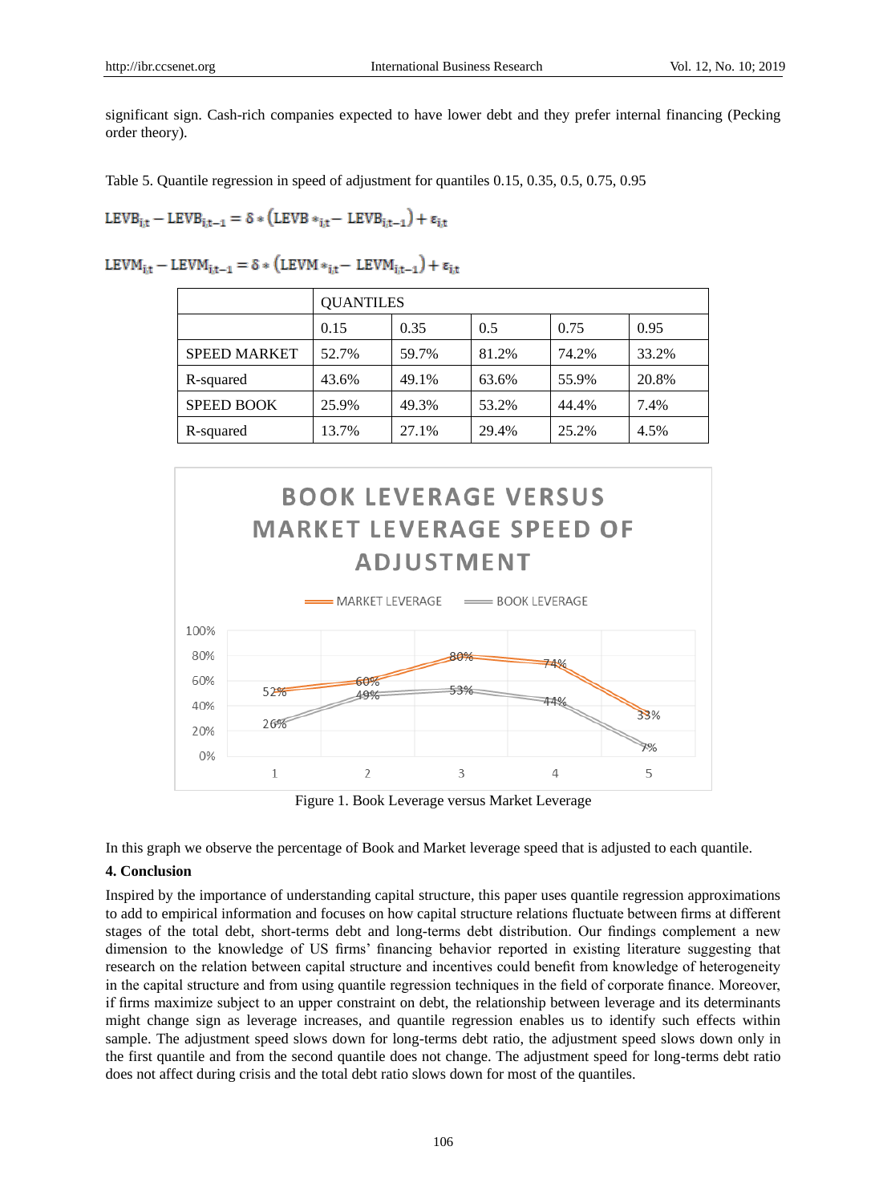significant sign. Cash-rich companies expected to have lower debt and they prefer internal financing (Pecking order theory).

Table 5. Quantile regression in speed of adjustment for quantiles 0.15, 0.35, 0.5, 0.75, 0.95

$$\mathrm{LEVB}_{i,t} - \mathrm{LEVB}_{i,t-1} = \delta * \left(\mathrm{LEVB} *_{i,t} - \mathrm{LEVB}_{i,t-1}\right) + \varepsilon_{i,t}$$

$$\mathrm{LEVM}_{i,t} - \mathrm{LEVM}_{i,t-1} = \delta * \left(\mathrm{LEVM} *_{i,t} - \mathrm{LEVM}_{i,t-1}\right) + \varepsilon_{i,t}$$

| | QUANTILES | | | | |
|---|---|---|---|---|---|
| | 0.15 | 0.35 | 0.5 | 0.75 | 0.95 |
| SPEED MARKET | 52.7% | 59.7% | 81.2% | 74.2% | 33.2% |
| R-squared | 43.6% | 49.1% | 63.6% | 55.9% | 20.8% |
| SPEED BOOK | 25.9% | 49.3% | 53.2% | 44.4% | 7.4% |
| R-squared | 13.7% | 27.1% | 29.4% | 25.2% | 4.5% |

Figure 1. Book Leverage versus Market Leverage

In this graph we observe the percentage of Book and Market leverage speed that is adjusted to each quantile.

**4. Conclusion**

Inspired by the importance of understanding capital structure, this paper uses quantile regression approximations to add to empirical information and focuses on how capital structure relations fluctuate between firms at different stages of the total debt, short-terms debt and long-terms debt distribution. Our findings complement a new dimension to the knowledge of US firms' financing behavior reported in existing literature suggesting that research on the relation between capital structure and incentives could benefit from knowledge of heterogeneity in the capital structure and from using quantile regression techniques in the field of corporate finance. Moreover, if firms maximize subject to an upper constraint on debt, the relationship between leverage and its determinants might change sign as leverage increases, and quantile regression enables us to identify such effects within sample. The adjustment speed slows down for long-terms debt ratio, the adjustment speed slows down only in the first quantile and from the second quantile does not change. The adjustment speed for long-terms debt ratio does not affect during crisis and the total debt ratio slows down for most of the quantiles.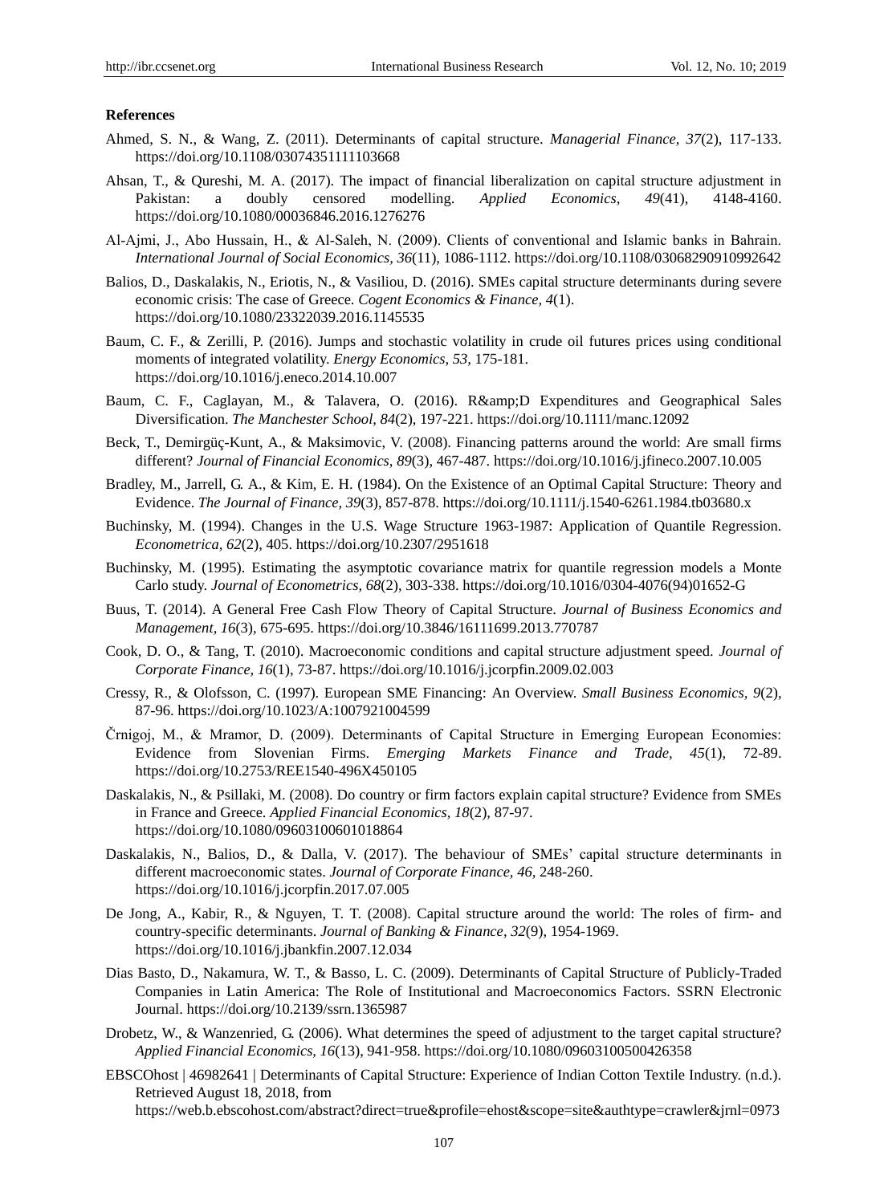**References**

Ahmed, S. N., & Wang, Z. (2011). Determinants of capital structure. *Managerial Finance, 37*(2), 117-133. https://doi.org/10.1108/03074351111103668

Ahsan, T., & Qureshi, M. A. (2017). The impact of financial liberalization on capital structure adjustment in Pakistan: a doubly censored modelling. *Applied Economics, 49*(41), 4148-4160. https://doi.org/10.1080/00036846.2016.1276276

Al-Ajmi, J., Abo Hussain, H., & Al-Saleh, N. (2009). Clients of conventional and Islamic banks in Bahrain. *International Journal of Social Economics, 36*(11), 1086-1112. https://doi.org/10.1108/03068290910992642

Balios, D., Daskalakis, N., Eriotis, N., & Vasiliou, D. (2016). SMEs capital structure determinants during severe economic crisis: The case of Greece. *Cogent Economics & Finance, 4*(1). https://doi.org/10.1080/23322039.2016.1145535

Baum, C. F., & Zerilli, P. (2016). Jumps and stochastic volatility in crude oil futures prices using conditional moments of integrated volatility. *Energy Economics, 53*, 175-181. https://doi.org/10.1016/j.eneco.2014.10.007

Baum, C. F., Caglayan, M., & Talavera, O. (2016). R&amp;D Expenditures and Geographical Sales Diversification. *The Manchester School, 84*(2), 197-221. https://doi.org/10.1111/manc.12092

Beck, T., Demirgüç-Kunt, A., & Maksimovic, V. (2008). Financing patterns around the world: Are small firms different? *Journal of Financial Economics, 89*(3), 467-487. https://doi.org/10.1016/j.jfineco.2007.10.005

Bradley, M., Jarrell, G. A., & Kim, E. H. (1984). On the Existence of an Optimal Capital Structure: Theory and Evidence. *The Journal of Finance, 39*(3), 857-878. https://doi.org/10.1111/j.1540-6261.1984.tb03680.x

Buchinsky, M. (1994). Changes in the U.S. Wage Structure 1963-1987: Application of Quantile Regression. *Econometrica, 62*(2), 405. https://doi.org/10.2307/2951618

Buchinsky, M. (1995). Estimating the asymptotic covariance matrix for quantile regression models a Monte Carlo study. *Journal of Econometrics, 68*(2), 303-338. https://doi.org/10.1016/0304-4076(94)01652-G

Buus, T. (2014). A General Free Cash Flow Theory of Capital Structure. *Journal of Business Economics and Management, 16*(3), 675-695. https://doi.org/10.3846/16111699.2013.770787

Cook, D. O., & Tang, T. (2010). Macroeconomic conditions and capital structure adjustment speed. *Journal of Corporate Finance, 16*(1), 73-87. https://doi.org/10.1016/j.jcorpfin.2009.02.003

Cressy, R., & Olofsson, C. (1997). European SME Financing: An Overview. *Small Business Economics, 9*(2), 87-96. https://doi.org/10.1023/A:1007921004599

Črnigoj, M., & Mramor, D. (2009). Determinants of Capital Structure in Emerging European Economies: Evidence from Slovenian Firms. *Emerging Markets Finance and Trade, 45*(1), 72-89. https://doi.org/10.2753/REE1540-496X450105

Daskalakis, N., & Psillaki, M. (2008). Do country or firm factors explain capital structure? Evidence from SMEs in France and Greece. *Applied Financial Economics, 18*(2), 87-97. https://doi.org/10.1080/09603100601018864

Daskalakis, N., Balios, D., & Dalla, V. (2017). The behaviour of SMEs' capital structure determinants in different macroeconomic states. *Journal of Corporate Finance, 46*, 248-260. https://doi.org/10.1016/j.jcorpfin.2017.07.005

De Jong, A., Kabir, R., & Nguyen, T. T. (2008). Capital structure around the world: The roles of firm- and country-specific determinants. *Journal of Banking & Finance, 32*(9), 1954-1969. https://doi.org/10.1016/j.jbankfin.2007.12.034

Dias Basto, D., Nakamura, W. T., & Basso, L. C. (2009). Determinants of Capital Structure of Publicly-Traded Companies in Latin America: The Role of Institutional and Macroeconomics Factors. SSRN Electronic Journal. https://doi.org/10.2139/ssrn.1365987

Drobetz, W., & Wanzenried, G. (2006). What determines the speed of adjustment to the target capital structure? *Applied Financial Economics, 16*(13), 941-958. https://doi.org/10.1080/09603100500426358

EBSCOhost | 46982641 | Determinants of Capital Structure: Experience of Indian Cotton Textile Industry. (n.d.). Retrieved August 18, 2018, from https://web.b.ebscohost.com/abstract?direct=true&profile=ehost&scope=site&authtype=crawler&jrnl=0973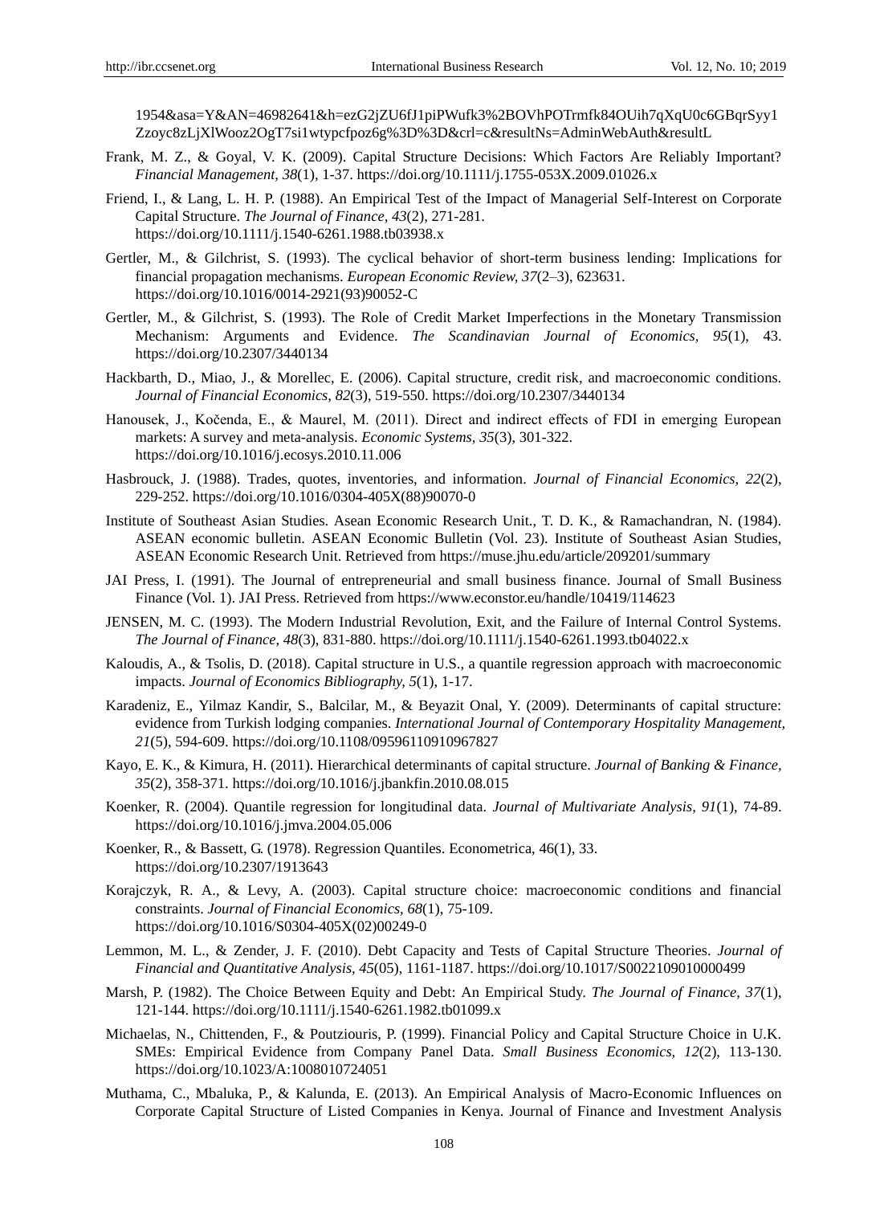1954&asa=Y&AN=46982641&h=ezG2jZU6fJ1piPWufk3%2BOVhPOTrmfk84OUih7qXqU0c6GBqrSyy1Zzoyc8zLjXlWooz2OgT7si1wtypcfpoz6g%3D%3D&crl=c&resultNs=AdminWebAuth&resultL

Frank, M. Z., & Goyal, V. K. (2009). Capital Structure Decisions: Which Factors Are Reliably Important? *Financial Management, 38*(1), 1-37. https://doi.org/10.1111/j.1755-053X.2009.01026.x

Friend, I., & Lang, L. H. P. (1988). An Empirical Test of the Impact of Managerial Self-Interest on Corporate Capital Structure. *The Journal of Finance, 43*(2), 271-281. https://doi.org/10.1111/j.1540-6261.1988.tb03938.x

Gertler, M., & Gilchrist, S. (1993). The cyclical behavior of short-term business lending: Implications for financial propagation mechanisms. *European Economic Review, 37*(2–3), 623631. https://doi.org/10.1016/0014-2921(93)90052-C

Gertler, M., & Gilchrist, S. (1993). The Role of Credit Market Imperfections in the Monetary Transmission Mechanism: Arguments and Evidence. *The Scandinavian Journal of Economics, 95*(1), 43. https://doi.org/10.2307/3440134

Hackbarth, D., Miao, J., & Morellec, E. (2006). Capital structure, credit risk, and macroeconomic conditions. *Journal of Financial Economics, 82*(3), 519-550. https://doi.org/10.2307/3440134

Hanousek, J., Kočenda, E., & Maurel, M. (2011). Direct and indirect effects of FDI in emerging European markets: A survey and meta-analysis. *Economic Systems, 35*(3), 301-322. https://doi.org/10.1016/j.ecosys.2010.11.006

Hasbrouck, J. (1988). Trades, quotes, inventories, and information. *Journal of Financial Economics, 22*(2), 229-252. https://doi.org/10.1016/0304-405X(88)90070-0

Institute of Southeast Asian Studies. Asean Economic Research Unit., T. D. K., & Ramachandran, N. (1984). ASEAN economic bulletin. ASEAN Economic Bulletin (Vol. 23). Institute of Southeast Asian Studies, ASEAN Economic Research Unit. Retrieved from https://muse.jhu.edu/article/209201/summary

JAI Press, I. (1991). The Journal of entrepreneurial and small business finance. Journal of Small Business Finance (Vol. 1). JAI Press. Retrieved from https://www.econstor.eu/handle/10419/114623

JENSEN, M. C. (1993). The Modern Industrial Revolution, Exit, and the Failure of Internal Control Systems. *The Journal of Finance, 48*(3), 831-880. https://doi.org/10.1111/j.1540-6261.1993.tb04022.x

Kaloudis, A., & Tsolis, D. (2018). Capital structure in U.S., a quantile regression approach with macroeconomic impacts. *Journal of Economics Bibliography, 5*(1), 1-17.

Karadeniz, E., Yilmaz Kandir, S., Balcilar, M., & Beyazit Onal, Y. (2009). Determinants of capital structure: evidence from Turkish lodging companies. *International Journal of Contemporary Hospitality Management, 21*(5), 594-609. https://doi.org/10.1108/09596110910967827

Kayo, E. K., & Kimura, H. (2011). Hierarchical determinants of capital structure. *Journal of Banking & Finance, 35*(2), 358-371. https://doi.org/10.1016/j.jbankfin.2010.08.015

Koenker, R. (2004). Quantile regression for longitudinal data. *Journal of Multivariate Analysis, 91*(1), 74-89. https://doi.org/10.1016/j.jmva.2004.05.006

Koenker, R., & Bassett, G. (1978). Regression Quantiles. Econometrica, 46(1), 33. https://doi.org/10.2307/1913643

Korajczyk, R. A., & Levy, A. (2003). Capital structure choice: macroeconomic conditions and financial constraints. *Journal of Financial Economics, 68*(1), 75-109. https://doi.org/10.1016/S0304-405X(02)00249-0

Lemmon, M. L., & Zender, J. F. (2010). Debt Capacity and Tests of Capital Structure Theories. *Journal of Financial and Quantitative Analysis, 45*(05), 1161-1187. https://doi.org/10.1017/S0022109010000499

Marsh, P. (1982). The Choice Between Equity and Debt: An Empirical Study. *The Journal of Finance, 37*(1), 121-144. https://doi.org/10.1111/j.1540-6261.1982.tb01099.x

Michaelas, N., Chittenden, F., & Poutziouris, P. (1999). Financial Policy and Capital Structure Choice in U.K. SMEs: Empirical Evidence from Company Panel Data. *Small Business Economics, 12*(2), 113-130. https://doi.org/10.1023/A:1008010724051

Muthama, C., Mbaluka, P., & Kalunda, E. (2013). An Empirical Analysis of Macro-Economic Influences on Corporate Capital Structure of Listed Companies in Kenya. Journal of Finance and Investment Analysis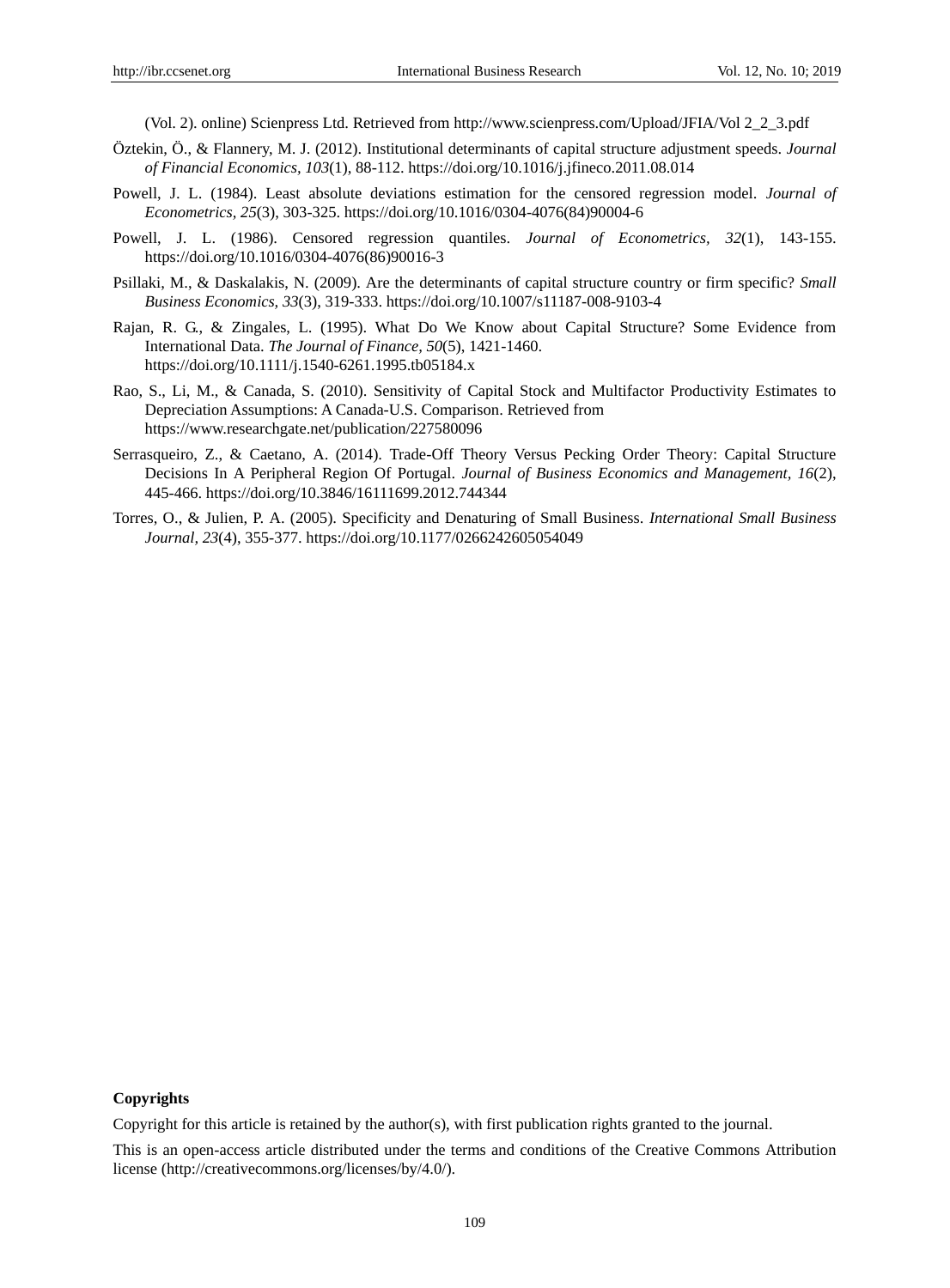(Vol. 2). online) Scienpress Ltd. Retrieved from http://www.scienpress.com/Upload/JFIA/Vol 2_2_3.pdf

Öztekin, Ö., & Flannery, M. J. (2012). Institutional determinants of capital structure adjustment speeds. *Journal of Financial Economics, 103*(1), 88-112. https://doi.org/10.1016/j.jfineco.2011.08.014

Powell, J. L. (1984). Least absolute deviations estimation for the censored regression model. *Journal of Econometrics, 25*(3), 303-325. https://doi.org/10.1016/0304-4076(84)90004-6

Powell, J. L. (1986). Censored regression quantiles. *Journal of Econometrics, 32*(1), 143-155. https://doi.org/10.1016/0304-4076(86)90016-3

Psillaki, M., & Daskalakis, N. (2009). Are the determinants of capital structure country or firm specific? *Small Business Economics, 33*(3), 319-333. https://doi.org/10.1007/s11187-008-9103-4

Rajan, R. G., & Zingales, L. (1995). What Do We Know about Capital Structure? Some Evidence from International Data. *The Journal of Finance, 50*(5), 1421-1460. https://doi.org/10.1111/j.1540-6261.1995.tb05184.x

Rao, S., Li, M., & Canada, S. (2010). Sensitivity of Capital Stock and Multifactor Productivity Estimates to Depreciation Assumptions: A Canada-U.S. Comparison. Retrieved from https://www.researchgate.net/publication/227580096

Serrasqueiro, Z., & Caetano, A. (2014). Trade-Off Theory Versus Pecking Order Theory: Capital Structure Decisions In A Peripheral Region Of Portugal. *Journal of Business Economics and Management, 16*(2), 445-466. https://doi.org/10.3846/16111699.2012.744344

Torres, O., & Julien, P. A. (2005). Specificity and Denaturing of Small Business. *International Small Business Journal, 23*(4), 355-377. https://doi.org/10.1177/0266242605054049

**Copyrights**

Copyright for this article is retained by the author(s), with first publication rights granted to the journal.

This is an open-access article distributed under the terms and conditions of the Creative Commons Attribution license (http://creativecommons.org/licenses/by/4.0/).